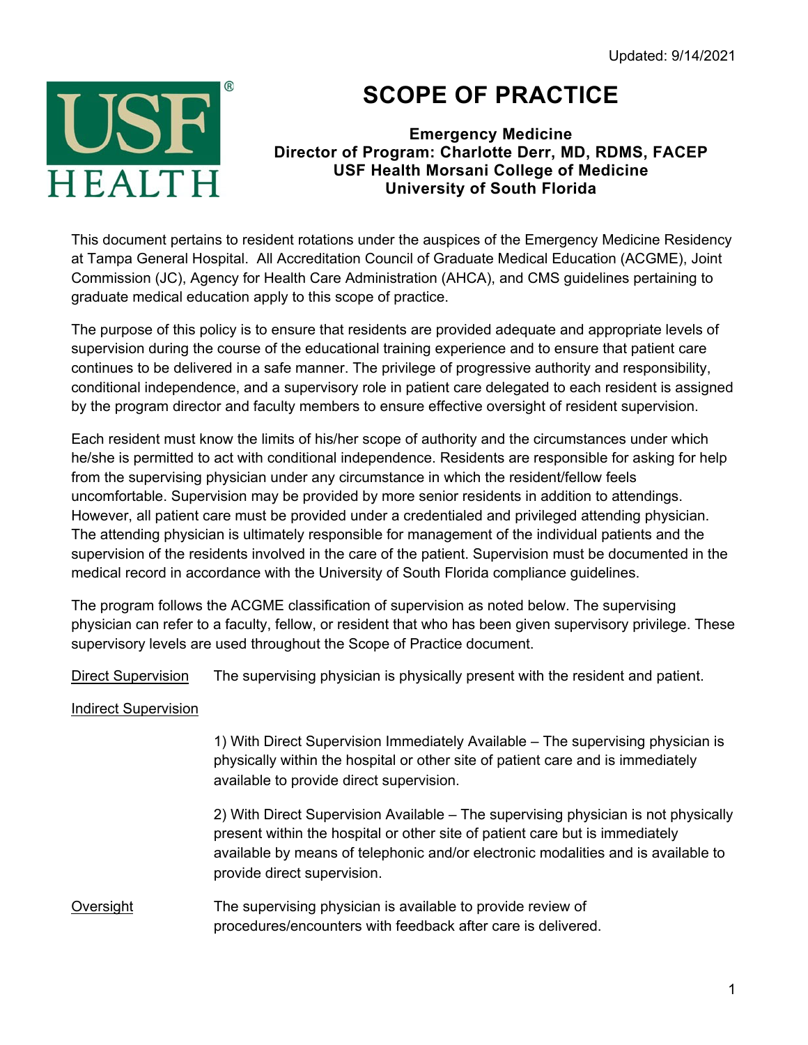Updated: 9/14/2021

# SCOPE OF PRACTICE

**Emergency Medicine**
**Director of Program: Charlotte Derr, MD, RDMS, FACEP**
**USF Health Morsani College of Medicine**
**University of South Florida**

This document pertains to resident rotations under the auspices of the Emergency Medicine Residency at Tampa General Hospital. All Accreditation Council of Graduate Medical Education (ACGME), Joint Commission (JC), Agency for Health Care Administration (AHCA), and CMS guidelines pertaining to graduate medical education apply to this scope of practice.

The purpose of this policy is to ensure that residents are provided adequate and appropriate levels of supervision during the course of the educational training experience and to ensure that patient care continues to be delivered in a safe manner. The privilege of progressive authority and responsibility, conditional independence, and a supervisory role in patient care delegated to each resident is assigned by the program director and faculty members to ensure effective oversight of resident supervision.

Each resident must know the limits of his/her scope of authority and the circumstances under which he/she is permitted to act with conditional independence. Residents are responsible for asking for help from the supervising physician under any circumstance in which the resident/fellow feels uncomfortable. Supervision may be provided by more senior residents in addition to attendings. However, all patient care must be provided under a credentialed and privileged attending physician. The attending physician is ultimately responsible for management of the individual patients and the supervision of the residents involved in the care of the patient. Supervision must be documented in the medical record in accordance with the University of South Florida compliance guidelines.

The program follows the ACGME classification of supervision as noted below. The supervising physician can refer to a faculty, fellow, or resident that who has been given supervisory privilege. These supervisory levels are used throughout the Scope of Practice document.

Direct Supervision — The supervising physician is physically present with the resident and patient.

Indirect Supervision

1) With Direct Supervision Immediately Available – The supervising physician is physically within the hospital or other site of patient care and is immediately available to provide direct supervision.

2) With Direct Supervision Available – The supervising physician is not physically present within the hospital or other site of patient care but is immediately available by means of telephonic and/or electronic modalities and is available to provide direct supervision.

Oversight — The supervising physician is available to provide review of procedures/encounters with feedback after care is delivered.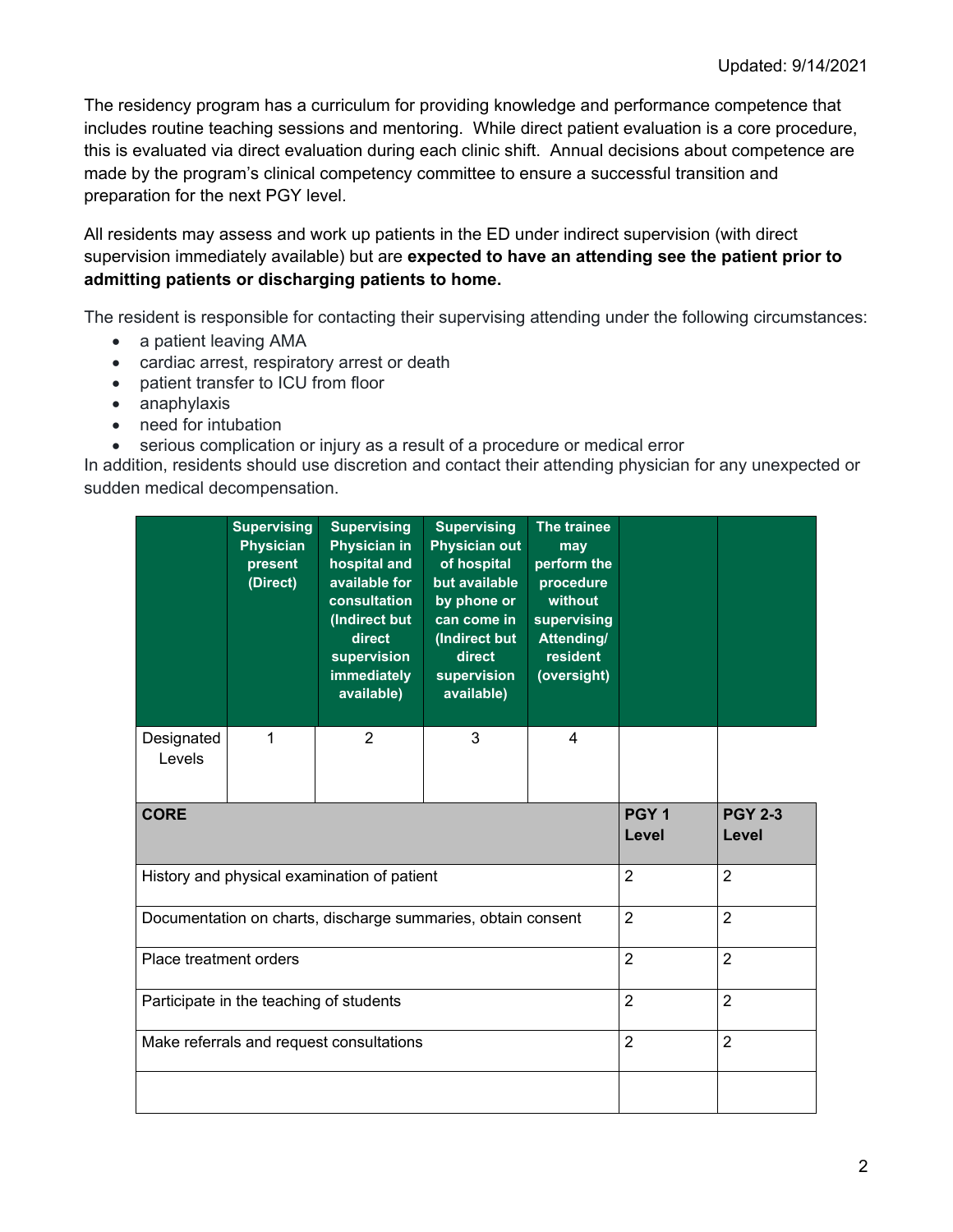Updated: 9/14/2021

The residency program has a curriculum for providing knowledge and performance competence that includes routine teaching sessions and mentoring. While direct patient evaluation is a core procedure, this is evaluated via direct evaluation during each clinic shift. Annual decisions about competence are made by the program's clinical competency committee to ensure a successful transition and preparation for the next PGY level.

All residents may assess and work up patients in the ED under indirect supervision (with direct supervision immediately available) but are **expected to have an attending see the patient prior to admitting patients or discharging patients to home.**

The resident is responsible for contacting their supervising attending under the following circumstances:

- a patient leaving AMA
- cardiac arrest, respiratory arrest or death
- patient transfer to ICU from floor
- anaphylaxis
- need for intubation
- serious complication or injury as a result of a procedure or medical error

In addition, residents should use discretion and contact their attending physician for any unexpected or sudden medical decompensation.

| | Supervising Physician present (Direct) | Supervising Physician in hospital and available for consultation (Indirect but direct supervision immediately available) | Supervising Physician out of hospital but available by phone or can come in (Indirect but direct supervision available) | The trainee may perform the procedure without supervising Attending/ resident (oversight) | | |
|---|---|---|---|---|---|---|
| Designated Levels | 1 | 2 | 3 | 4 | | |
| **CORE** | | | | | **PGY 1 Level** | **PGY 2-3 Level** |
| History and physical examination of patient | | | | | 2 | 2 |
| Documentation on charts, discharge summaries, obtain consent | | | | | 2 | 2 |
| Place treatment orders | | | | | 2 | 2 |
| Participate in the teaching of students | | | | | 2 | 2 |
| Make referrals and request consultations | | | | | 2 | 2 |
| | | | | | | |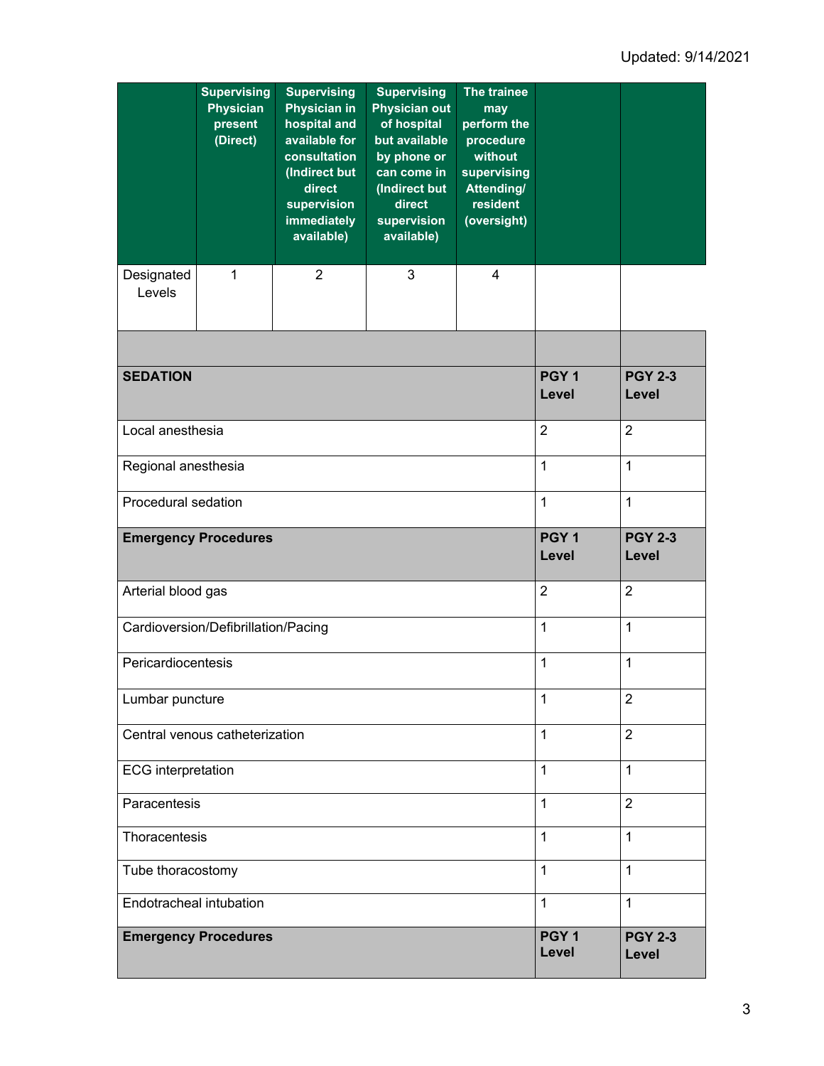Updated: 9/14/2021

| | Supervising Physician present (Direct) | Supervising Physician in hospital and available for consultation (Indirect but direct supervision immediately available) | Supervising Physician out of hospital but available by phone or can come in (Indirect but direct supervision available) | The trainee may perform the procedure without supervising Attending/ resident (oversight) | | |
|---|---|---|---|---|---|---|
| Designated Levels | 1 | 2 | 3 | 4 | | |

| | PGY 1 Level | PGY 2-3 Level |
|---|---|---|
| **SEDATION** | **PGY 1 Level** | **PGY 2-3 Level** |
| Local anesthesia | 2 | 2 |
| Regional anesthesia | 1 | 1 |
| Procedural sedation | 1 | 1 |
| **Emergency Procedures** | **PGY 1 Level** | **PGY 2-3 Level** |
| Arterial blood gas | 2 | 2 |
| Cardioversion/Defibrillation/Pacing | 1 | 1 |
| Pericardiocentesis | 1 | 1 |
| Lumbar puncture | 1 | 2 |
| Central venous catheterization | 1 | 2 |
| ECG interpretation | 1 | 1 |
| Paracentesis | 1 | 2 |
| Thoracentesis | 1 | 1 |
| Tube thoracostomy | 1 | 1 |
| Endotracheal intubation | 1 | 1 |
| **Emergency Procedures** | **PGY 1 Level** | **PGY 2-3 Level** |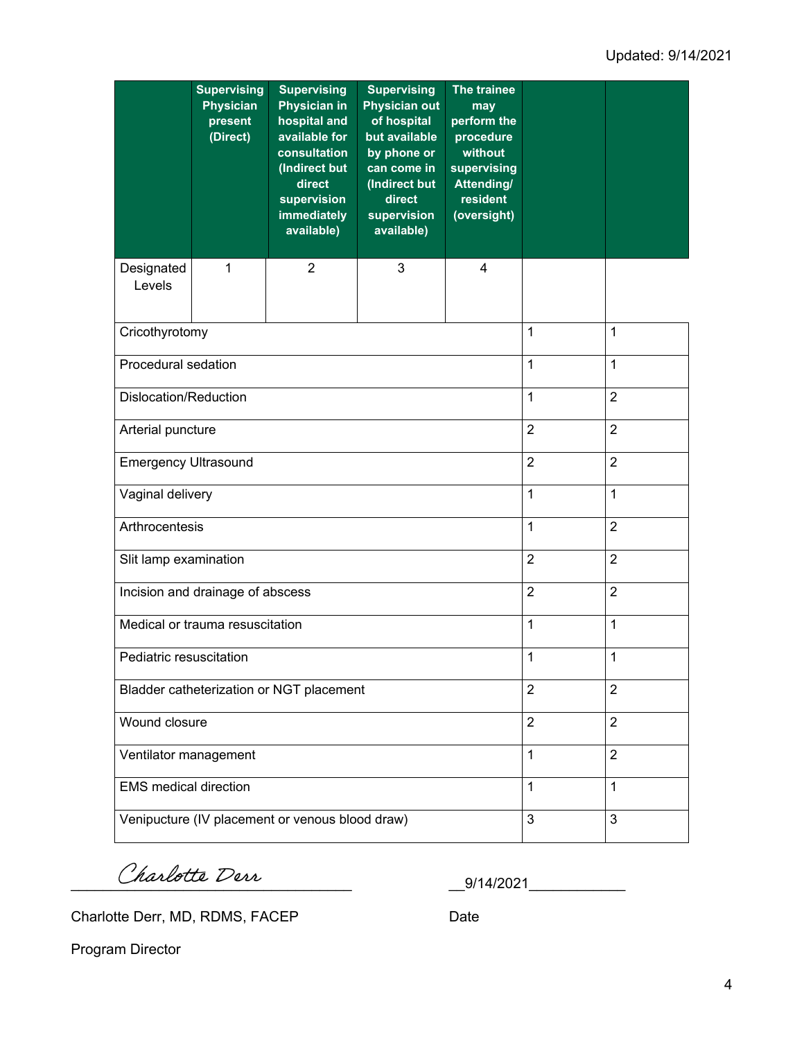Updated: 9/14/2021

| | Supervising Physician present (Direct) | Supervising Physician in hospital and available for consultation (Indirect but direct supervision immediately available) | Supervising Physician out of hospital but available by phone or can come in (Indirect but direct supervision available) | The trainee may perform the procedure without supervising Attending/ resident (oversight) | | |
|---|---|---|---|---|---|---|
| Designated Levels | 1 | 2 | 3 | 4 | | |
| Cricothyrotomy | | | | | 1 | 1 |
| Procedural sedation | | | | | 1 | 1 |
| Dislocation/Reduction | | | | | 1 | 2 |
| Arterial puncture | | | | | 2 | 2 |
| Emergency Ultrasound | | | | | 2 | 2 |
| Vaginal delivery | | | | | 1 | 1 |
| Arthrocentesis | | | | | 1 | 2 |
| Slit lamp examination | | | | | 2 | 2 |
| Incision and drainage of abscess | | | | | 2 | 2 |
| Medical or trauma resuscitation | | | | | 1 | 1 |
| Pediatric resuscitation | | | | | 1 | 1 |
| Bladder catheterization or NGT placement | | | | | 2 | 2 |
| Wound closure | | | | | 2 | 2 |
| Ventilator management | | | | | 1 | 2 |
| EMS medical direction | | | | | 1 | 1 |
| Venipucture (IV placement or venous blood draw) | | | | | 3 | 3 |

Charlotte Derr ______________________ __9/14/2021____________

Charlotte Derr, MD, RDMS, FACEP Date

Program Director